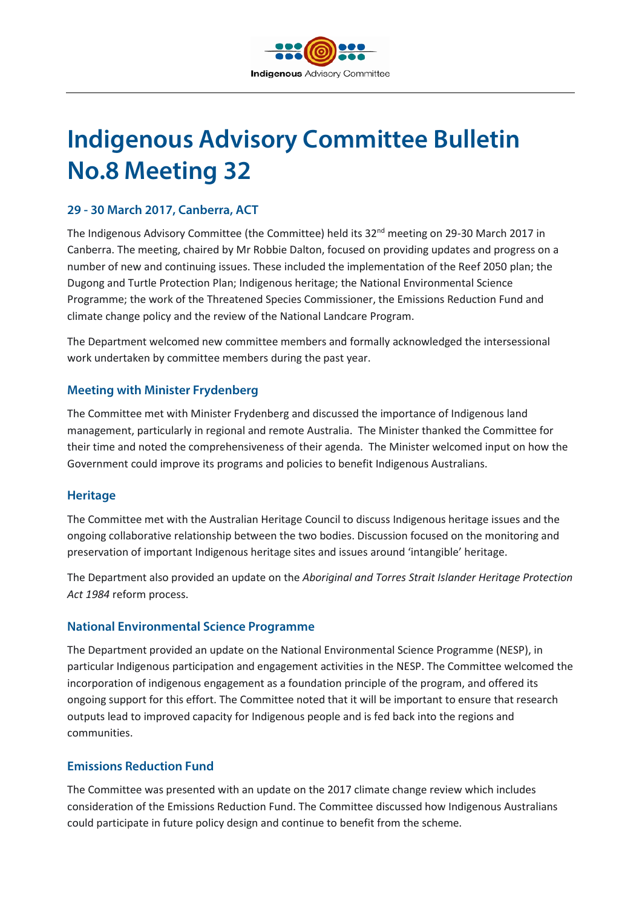# Indigenous Advisory Committee Bulletin No.8 Meeting 32

### 29 - 30 March 2017, Canberra, ACT

The Indigenous Advisory Committee (the Committee) held its 32nd meeting on 29-30 March 2017 in Canberra. The meeting, chaired by Mr Robbie Dalton, focused on providing updates and progress on a number of new and continuing issues. These included the implementation of the Reef 2050 plan; the Dugong and Turtle Protection Plan; Indigenous heritage; the National Environmental Science Programme; the work of the Threatened Species Commissioner, the Emissions Reduction Fund and climate change policy and the review of the National Landcare Program.

The Department welcomed new committee members and formally acknowledged the intersessional work undertaken by committee members during the past year.

### Meeting with Minister Frydenberg

The Committee met with Minister Frydenberg and discussed the importance of Indigenous land management, particularly in regional and remote Australia. The Minister thanked the Committee for their time and noted the comprehensiveness of their agenda. The Minister welcomed input on how the Government could improve its programs and policies to benefit Indigenous Australians.

### Heritage

The Committee met with the Australian Heritage Council to discuss Indigenous heritage issues and the ongoing collaborative relationship between the two bodies. Discussion focused on the monitoring and preservation of important Indigenous heritage sites and issues around 'intangible' heritage.

The Department also provided an update on the *Aboriginal and Torres Strait Islander Heritage Protection Act 1984* reform process.

### National Environmental Science Programme

The Department provided an update on the National Environmental Science Programme (NESP), in particular Indigenous participation and engagement activities in the NESP. The Committee welcomed the incorporation of indigenous engagement as a foundation principle of the program, and offered its ongoing support for this effort. The Committee noted that it will be important to ensure that research outputs lead to improved capacity for Indigenous people and is fed back into the regions and communities.

### Emissions Reduction Fund

The Committee was presented with an update on the 2017 climate change review which includes consideration of the Emissions Reduction Fund. The Committee discussed how Indigenous Australians could participate in future policy design and continue to benefit from the scheme.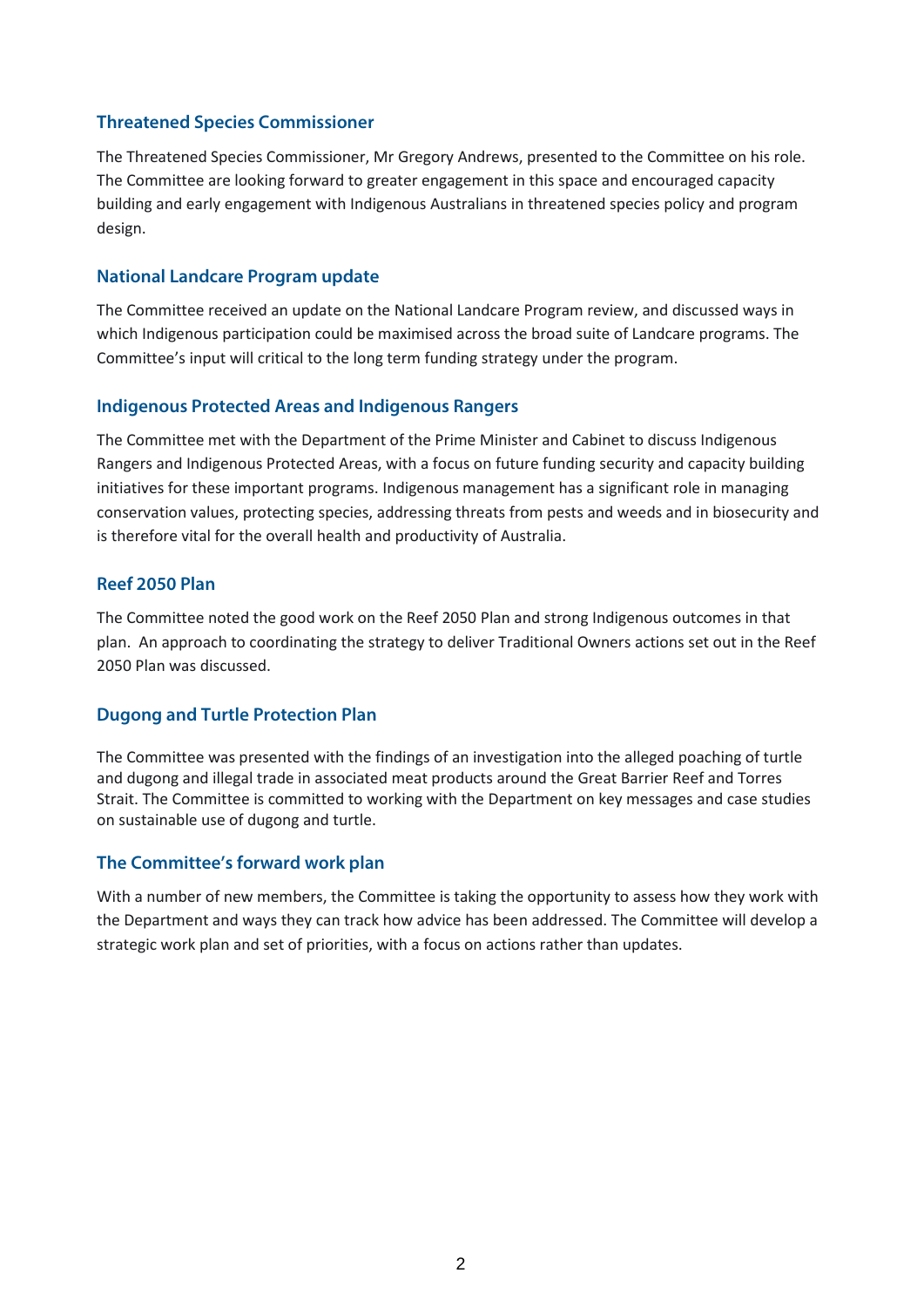## Threatened Species Commissioner

The Threatened Species Commissioner, Mr Gregory Andrews, presented to the Committee on his role. The Committee are looking forward to greater engagement in this space and encouraged capacity building and early engagement with Indigenous Australians in threatened species policy and program design.

## National Landcare Program update

The Committee received an update on the National Landcare Program review, and discussed ways in which Indigenous participation could be maximised across the broad suite of Landcare programs. The Committee's input will critical to the long term funding strategy under the program.

## Indigenous Protected Areas and Indigenous Rangers

The Committee met with the Department of the Prime Minister and Cabinet to discuss Indigenous Rangers and Indigenous Protected Areas, with a focus on future funding security and capacity building initiatives for these important programs. Indigenous management has a significant role in managing conservation values, protecting species, addressing threats from pests and weeds and in biosecurity and is therefore vital for the overall health and productivity of Australia.

## Reef 2050 Plan

The Committee noted the good work on the Reef 2050 Plan and strong Indigenous outcomes in that plan. An approach to coordinating the strategy to deliver Traditional Owners actions set out in the Reef 2050 Plan was discussed.

## Dugong and Turtle Protection Plan

The Committee was presented with the findings of an investigation into the alleged poaching of turtle and dugong and illegal trade in associated meat products around the Great Barrier Reef and Torres Strait. The Committee is committed to working with the Department on key messages and case studies on sustainable use of dugong and turtle.

## The Committee's forward work plan

With a number of new members, the Committee is taking the opportunity to assess how they work with the Department and ways they can track how advice has been addressed. The Committee will develop a strategic work plan and set of priorities, with a focus on actions rather than updates.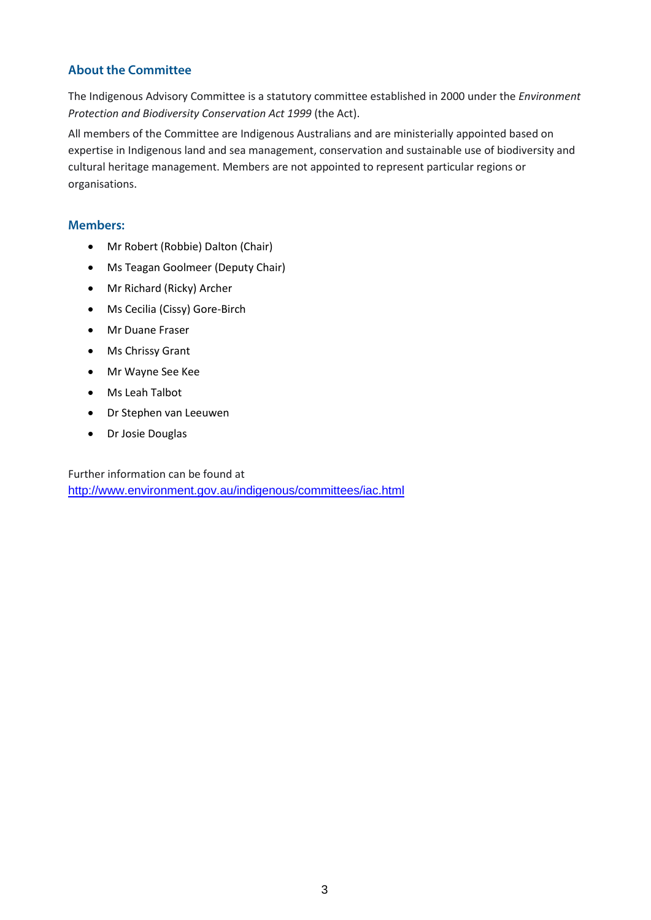## About the Committee

The Indigenous Advisory Committee is a statutory committee established in 2000 under the *Environment Protection and Biodiversity Conservation Act 1999* (the Act).

All members of the Committee are Indigenous Australians and are ministerially appointed based on expertise in Indigenous land and sea management, conservation and sustainable use of biodiversity and cultural heritage management. Members are not appointed to represent particular regions or organisations.

## Members:

- Mr Robert (Robbie) Dalton (Chair)
- Ms Teagan Goolmeer (Deputy Chair)
- Mr Richard (Ricky) Archer
- Ms Cecilia (Cissy) Gore-Birch
- Mr Duane Fraser
- Ms Chrissy Grant
- Mr Wayne See Kee
- Ms Leah Talbot
- Dr Stephen van Leeuwen
- Dr Josie Douglas

Further information can be found at
http://www.environment.gov.au/indigenous/committees/iac.html